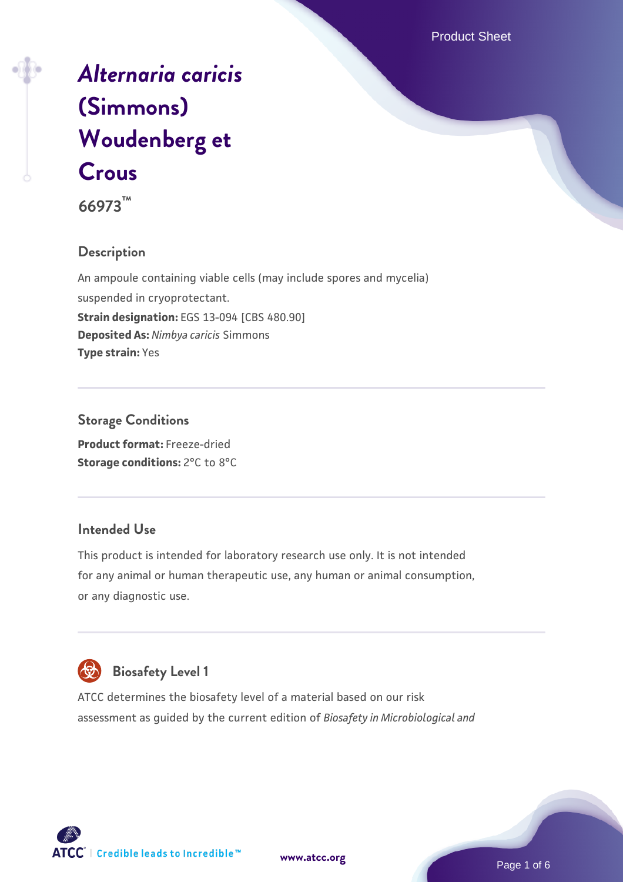# *Alternaria caricis* (Simmons) Woudenberg et Crous

**66973™**

## Description

An ampoule containing viable cells (may include spores and mycelia) suspended in cryoprotectant.

**Strain designation:** EGS 13-094 [CBS 480.90]

**Deposited As:** *Nimbya caricis* Simmons

**Type strain:** Yes

## Storage Conditions

**Product format:** Freeze-dried

**Storage conditions:** 2°C to 8°C

## Intended Use

This product is intended for laboratory research use only. It is not intended for any animal or human therapeutic use, any human or animal consumption, or any diagnostic use.

## Biosafety Level 1

ATCC determines the biosafety level of a material based on our risk assessment as guided by the current edition of *Biosafety in Microbiological and*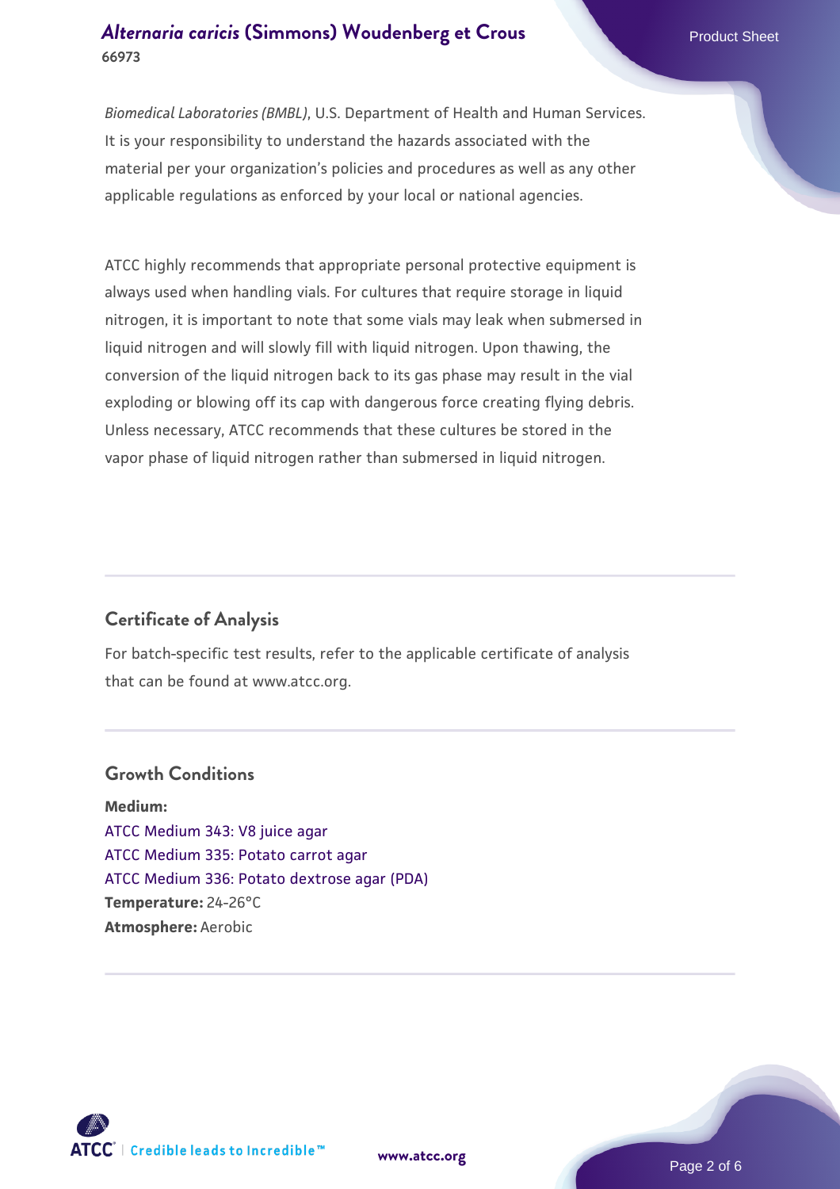*Biomedical Laboratories (BMBL)*, U.S. Department of Health and Human Services. It is your responsibility to understand the hazards associated with the material per your organization's policies and procedures as well as any other applicable regulations as enforced by your local or national agencies.

ATCC highly recommends that appropriate personal protective equipment is always used when handling vials. For cultures that require storage in liquid nitrogen, it is important to note that some vials may leak when submersed in liquid nitrogen and will slowly fill with liquid nitrogen. Upon thawing, the conversion of the liquid nitrogen back to its gas phase may result in the vial exploding or blowing off its cap with dangerous force creating flying debris. Unless necessary, ATCC recommends that these cultures be stored in the vapor phase of liquid nitrogen rather than submersed in liquid nitrogen.

## Certificate of Analysis

For batch-specific test results, refer to the applicable certificate of analysis that can be found at www.atcc.org.

## Growth Conditions

**Medium:**
ATCC Medium 343: V8 juice agar
ATCC Medium 335: Potato carrot agar
ATCC Medium 336: Potato dextrose agar (PDA)
**Temperature:** 24-26°C
**Atmosphere:** Aerobic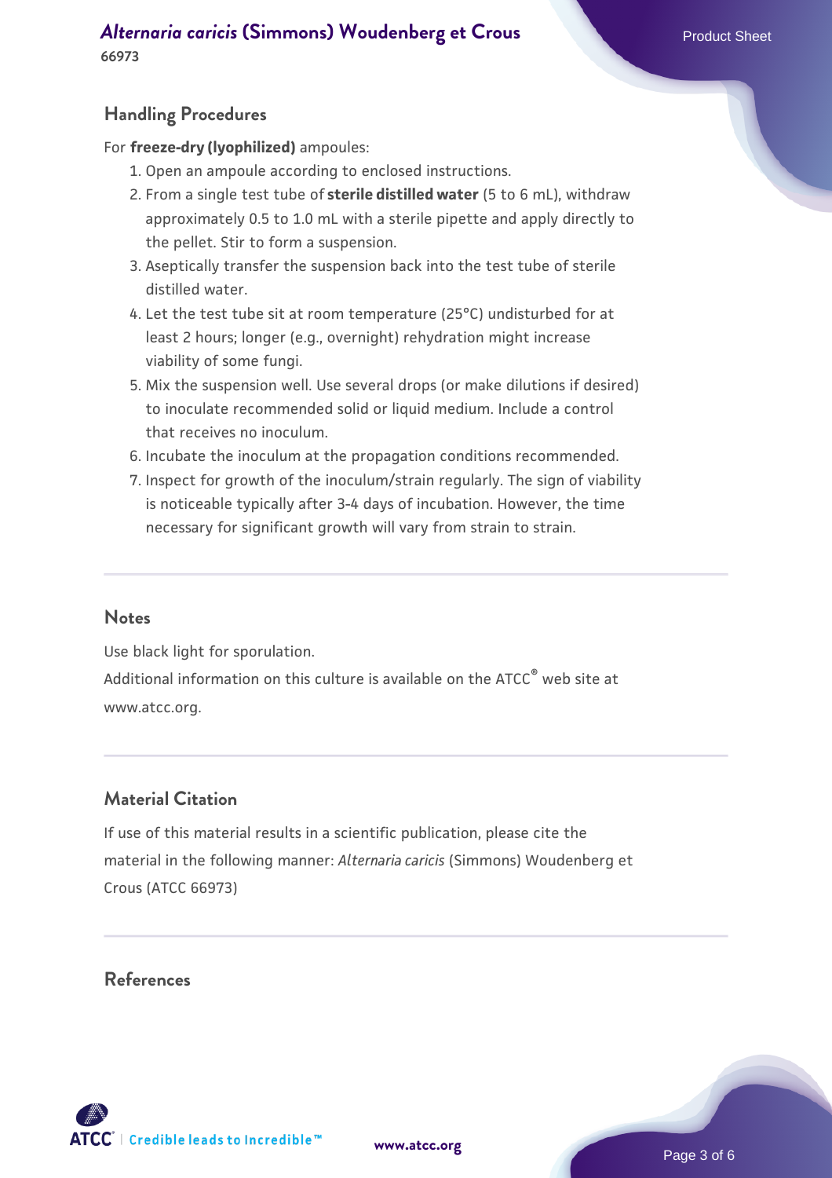## Handling Procedures

For **freeze-dry (lyophilized)** ampoules:

1. Open an ampoule according to enclosed instructions.
2. From a single test tube of **sterile distilled water** (5 to 6 mL), withdraw approximately 0.5 to 1.0 mL with a sterile pipette and apply directly to the pellet. Stir to form a suspension.
3. Aseptically transfer the suspension back into the test tube of sterile distilled water.
4. Let the test tube sit at room temperature (25°C) undisturbed for at least 2 hours; longer (e.g., overnight) rehydration might increase viability of some fungi.
5. Mix the suspension well. Use several drops (or make dilutions if desired) to inoculate recommended solid or liquid medium. Include a control that receives no inoculum.
6. Incubate the inoculum at the propagation conditions recommended.
7. Inspect for growth of the inoculum/strain regularly. The sign of viability is noticeable typically after 3-4 days of incubation. However, the time necessary for significant growth will vary from strain to strain.

## Notes

Use black light for sporulation.

Additional information on this culture is available on the ATCC® web site at www.atcc.org.

## Material Citation

If use of this material results in a scientific publication, please cite the material in the following manner: *Alternaria caricis* (Simmons) Woudenberg et Crous (ATCC 66973)

## References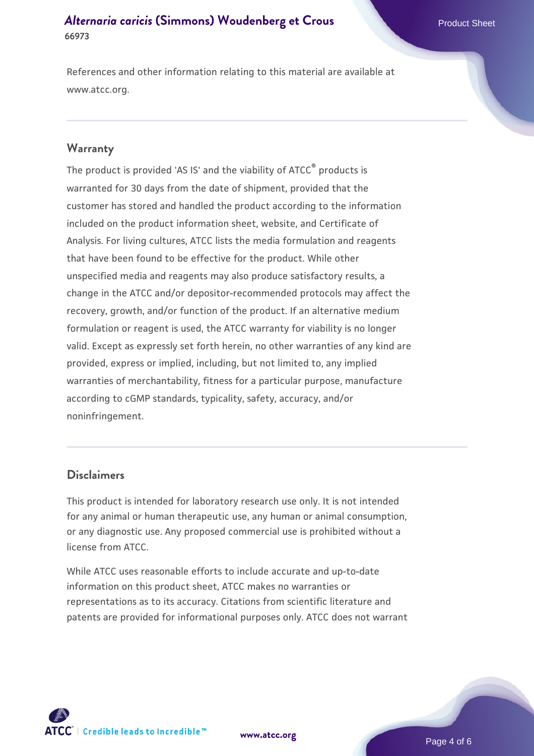References and other information relating to this material are available at www.atcc.org.

## Warranty

The product is provided 'AS IS' and the viability of ATCC® products is warranted for 30 days from the date of shipment, provided that the customer has stored and handled the product according to the information included on the product information sheet, website, and Certificate of Analysis. For living cultures, ATCC lists the media formulation and reagents that have been found to be effective for the product. While other unspecified media and reagents may also produce satisfactory results, a change in the ATCC and/or depositor-recommended protocols may affect the recovery, growth, and/or function of the product. If an alternative medium formulation or reagent is used, the ATCC warranty for viability is no longer valid. Except as expressly set forth herein, no other warranties of any kind are provided, express or implied, including, but not limited to, any implied warranties of merchantability, fitness for a particular purpose, manufacture according to cGMP standards, typicality, safety, accuracy, and/or noninfringement.

## Disclaimers

This product is intended for laboratory research use only. It is not intended for any animal or human therapeutic use, any human or animal consumption, or any diagnostic use. Any proposed commercial use is prohibited without a license from ATCC.

While ATCC uses reasonable efforts to include accurate and up-to-date information on this product sheet, ATCC makes no warranties or representations as to its accuracy. Citations from scientific literature and patents are provided for informational purposes only. ATCC does not warrant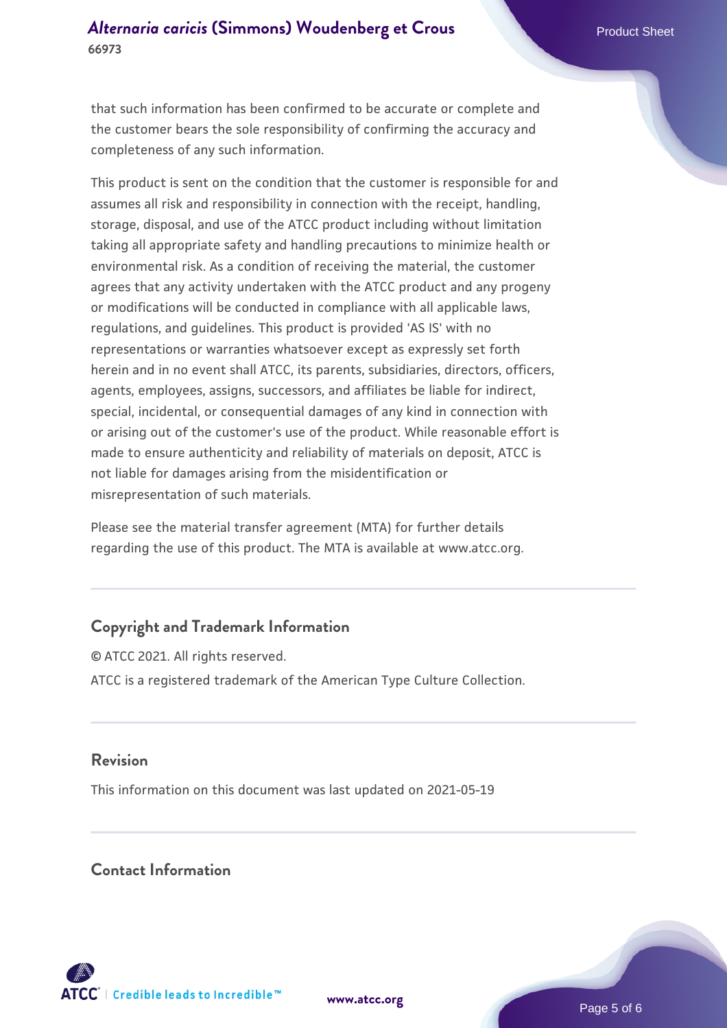that such information has been confirmed to be accurate or complete and the customer bears the sole responsibility of confirming the accuracy and completeness of any such information.

This product is sent on the condition that the customer is responsible for and assumes all risk and responsibility in connection with the receipt, handling, storage, disposal, and use of the ATCC product including without limitation taking all appropriate safety and handling precautions to minimize health or environmental risk. As a condition of receiving the material, the customer agrees that any activity undertaken with the ATCC product and any progeny or modifications will be conducted in compliance with all applicable laws, regulations, and guidelines. This product is provided 'AS IS' with no representations or warranties whatsoever except as expressly set forth herein and in no event shall ATCC, its parents, subsidiaries, directors, officers, agents, employees, assigns, successors, and affiliates be liable for indirect, special, incidental, or consequential damages of any kind in connection with or arising out of the customer's use of the product. While reasonable effort is made to ensure authenticity and reliability of materials on deposit, ATCC is not liable for damages arising from the misidentification or misrepresentation of such materials.

Please see the material transfer agreement (MTA) for further details regarding the use of this product. The MTA is available at www.atcc.org.

## Copyright and Trademark Information

© ATCC 2021. All rights reserved.

ATCC is a registered trademark of the American Type Culture Collection.

## Revision

This information on this document was last updated on 2021-05-19

## Contact Information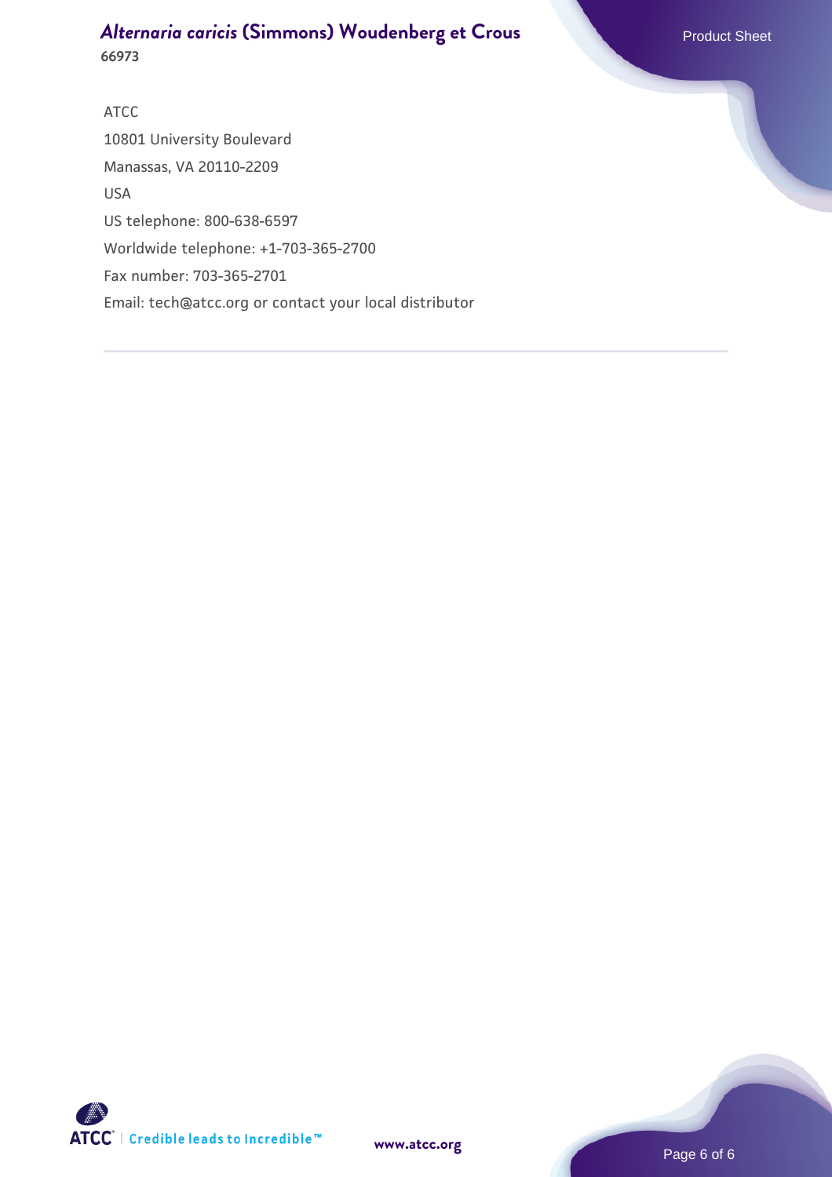ATCC

10801 University Boulevard

Manassas, VA 20110-2209

USA

US telephone: 800-638-6597

Worldwide telephone: +1-703-365-2700

Fax number: 703-365-2701

Email: tech@atcc.org or contact your local distributor